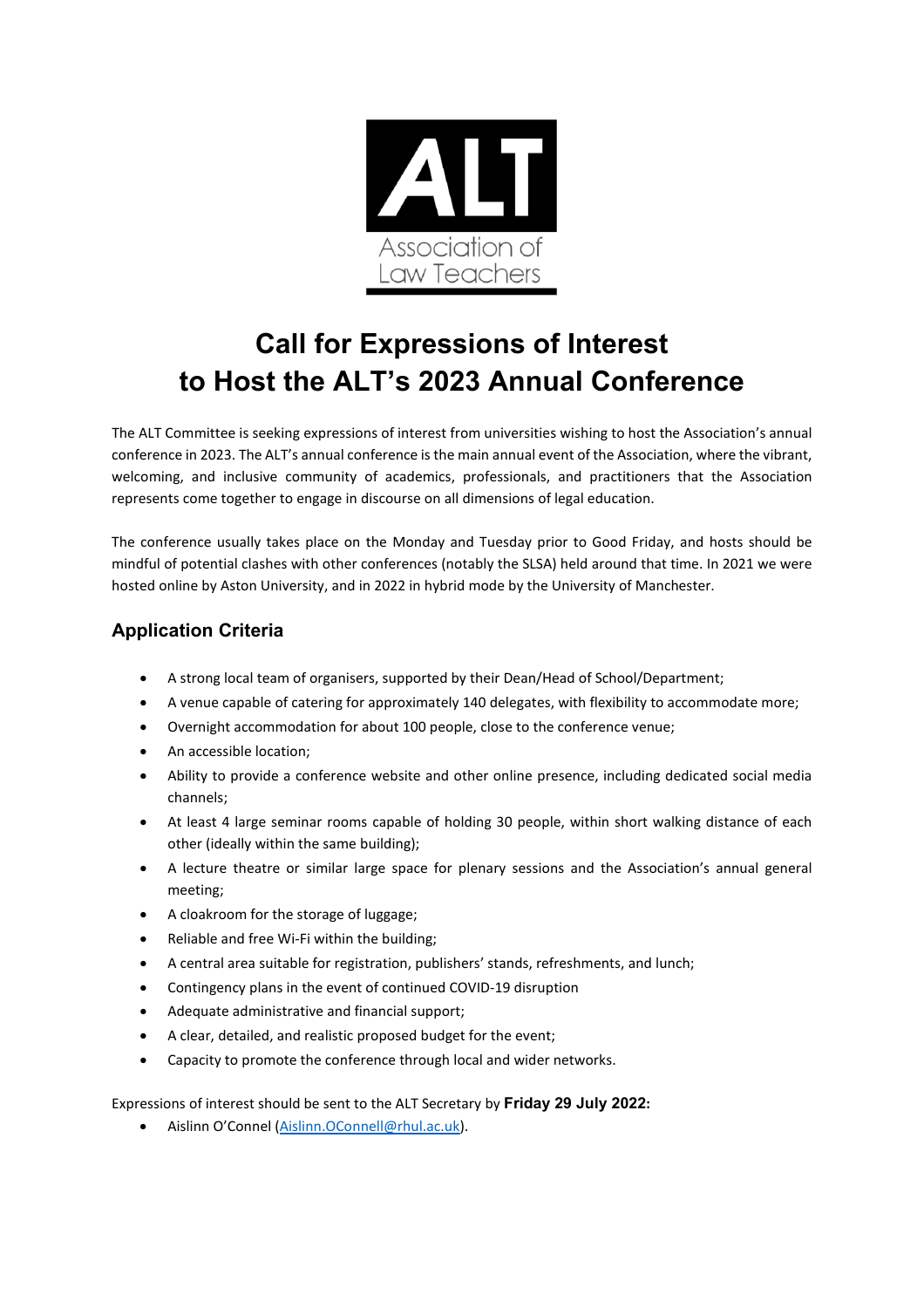ALT

Association of Law Teachers

# Call for Expressions of Interest to Host the ALT's 2023 Annual Conference

The ALT Committee is seeking expressions of interest from universities wishing to host the Association's annual conference in 2023. The ALT's annual conference is the main annual event of the Association, where the vibrant, welcoming, and inclusive community of academics, professionals, and practitioners that the Association represents come together to engage in discourse on all dimensions of legal education.

The conference usually takes place on the Monday and Tuesday prior to Good Friday, and hosts should be mindful of potential clashes with other conferences (notably the SLSA) held around that time. In 2021 we were hosted online by Aston University, and in 2022 in hybrid mode by the University of Manchester.

## Application Criteria

- A strong local team of organisers, supported by their Dean/Head of School/Department;
- A venue capable of catering for approximately 140 delegates, with flexibility to accommodate more;
- Overnight accommodation for about 100 people, close to the conference venue;
- An accessible location;
- Ability to provide a conference website and other online presence, including dedicated social media channels;
- At least 4 large seminar rooms capable of holding 30 people, within short walking distance of each other (ideally within the same building);
- A lecture theatre or similar large space for plenary sessions and the Association's annual general meeting;
- A cloakroom for the storage of luggage;
- Reliable and free Wi-Fi within the building;
- A central area suitable for registration, publishers' stands, refreshments, and lunch;
- Contingency plans in the event of continued COVID-19 disruption
- Adequate administrative and financial support;
- A clear, detailed, and realistic proposed budget for the event;
- Capacity to promote the conference through local and wider networks.

Expressions of interest should be sent to the ALT Secretary by **Friday 29 July 2022:**

- Aislinn O'Connel (Aislinn.OConnell@rhul.ac.uk).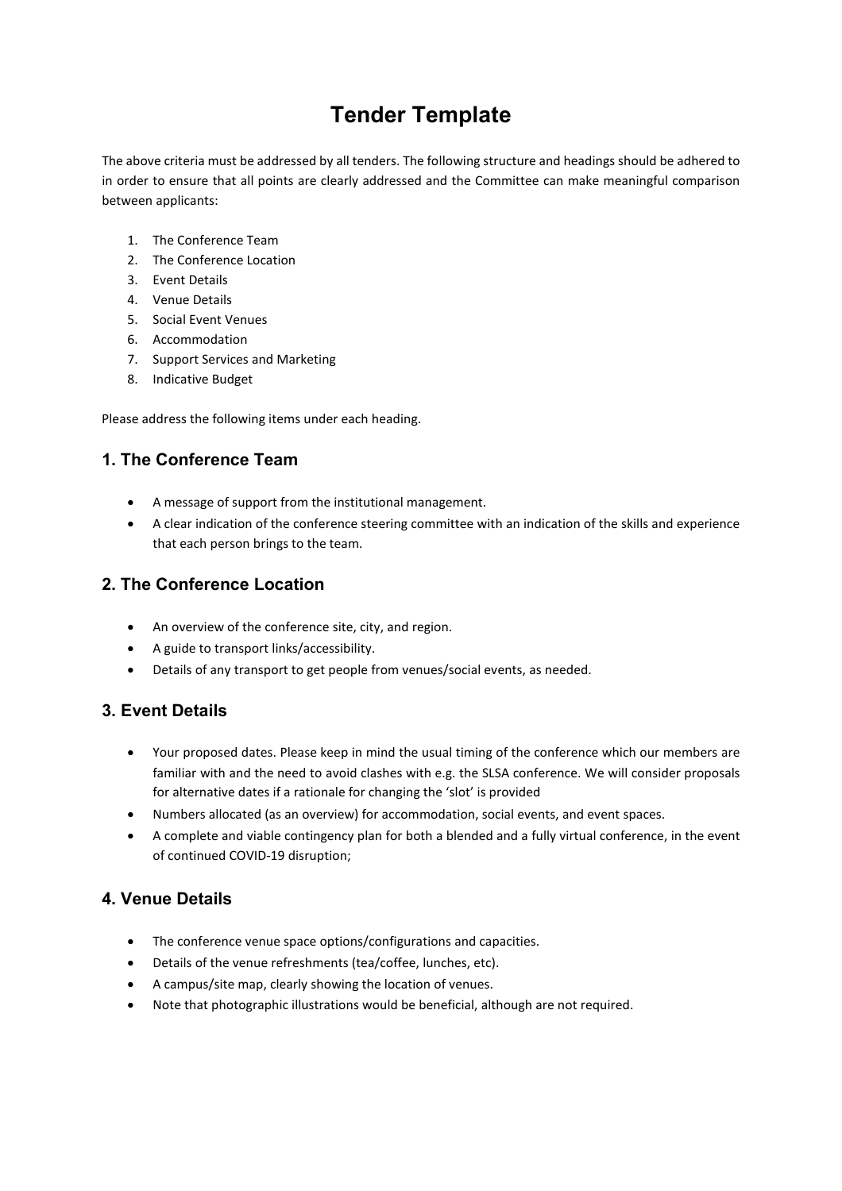# Tender Template

The above criteria must be addressed by all tenders. The following structure and headings should be adhered to in order to ensure that all points are clearly addressed and the Committee can make meaningful comparison between applicants:

1. The Conference Team
2. The Conference Location
3. Event Details
4. Venue Details
5. Social Event Venues
6. Accommodation
7. Support Services and Marketing
8. Indicative Budget

Please address the following items under each heading.

## 1. The Conference Team

- A message of support from the institutional management.
- A clear indication of the conference steering committee with an indication of the skills and experience that each person brings to the team.

## 2. The Conference Location

- An overview of the conference site, city, and region.
- A guide to transport links/accessibility.
- Details of any transport to get people from venues/social events, as needed.

## 3. Event Details

- Your proposed dates. Please keep in mind the usual timing of the conference which our members are familiar with and the need to avoid clashes with e.g. the SLSA conference. We will consider proposals for alternative dates if a rationale for changing the 'slot' is provided
- Numbers allocated (as an overview) for accommodation, social events, and event spaces.
- A complete and viable contingency plan for both a blended and a fully virtual conference, in the event of continued COVID-19 disruption;

## 4. Venue Details

- The conference venue space options/configurations and capacities.
- Details of the venue refreshments (tea/coffee, lunches, etc).
- A campus/site map, clearly showing the location of venues.
- Note that photographic illustrations would be beneficial, although are not required.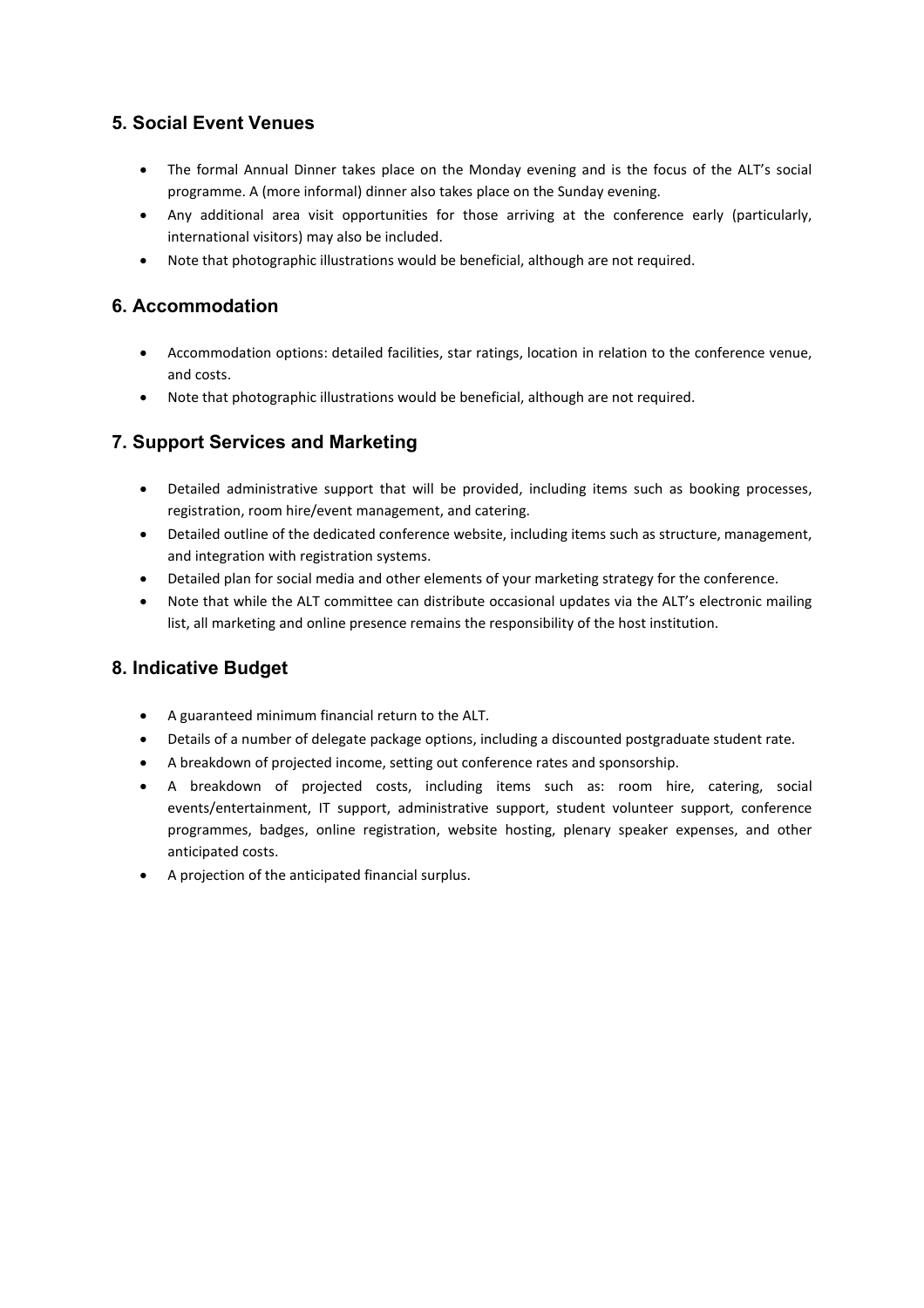## 5. Social Event Venues

- The formal Annual Dinner takes place on the Monday evening and is the focus of the ALT's social programme. A (more informal) dinner also takes place on the Sunday evening.
- Any additional area visit opportunities for those arriving at the conference early (particularly, international visitors) may also be included.
- Note that photographic illustrations would be beneficial, although are not required.

## 6. Accommodation

- Accommodation options: detailed facilities, star ratings, location in relation to the conference venue, and costs.
- Note that photographic illustrations would be beneficial, although are not required.

## 7. Support Services and Marketing

- Detailed administrative support that will be provided, including items such as booking processes, registration, room hire/event management, and catering.
- Detailed outline of the dedicated conference website, including items such as structure, management, and integration with registration systems.
- Detailed plan for social media and other elements of your marketing strategy for the conference.
- Note that while the ALT committee can distribute occasional updates via the ALT's electronic mailing list, all marketing and online presence remains the responsibility of the host institution.

## 8. Indicative Budget

- A guaranteed minimum financial return to the ALT.
- Details of a number of delegate package options, including a discounted postgraduate student rate.
- A breakdown of projected income, setting out conference rates and sponsorship.
- A breakdown of projected costs, including items such as: room hire, catering, social events/entertainment, IT support, administrative support, student volunteer support, conference programmes, badges, online registration, website hosting, plenary speaker expenses, and other anticipated costs.
- A projection of the anticipated financial surplus.